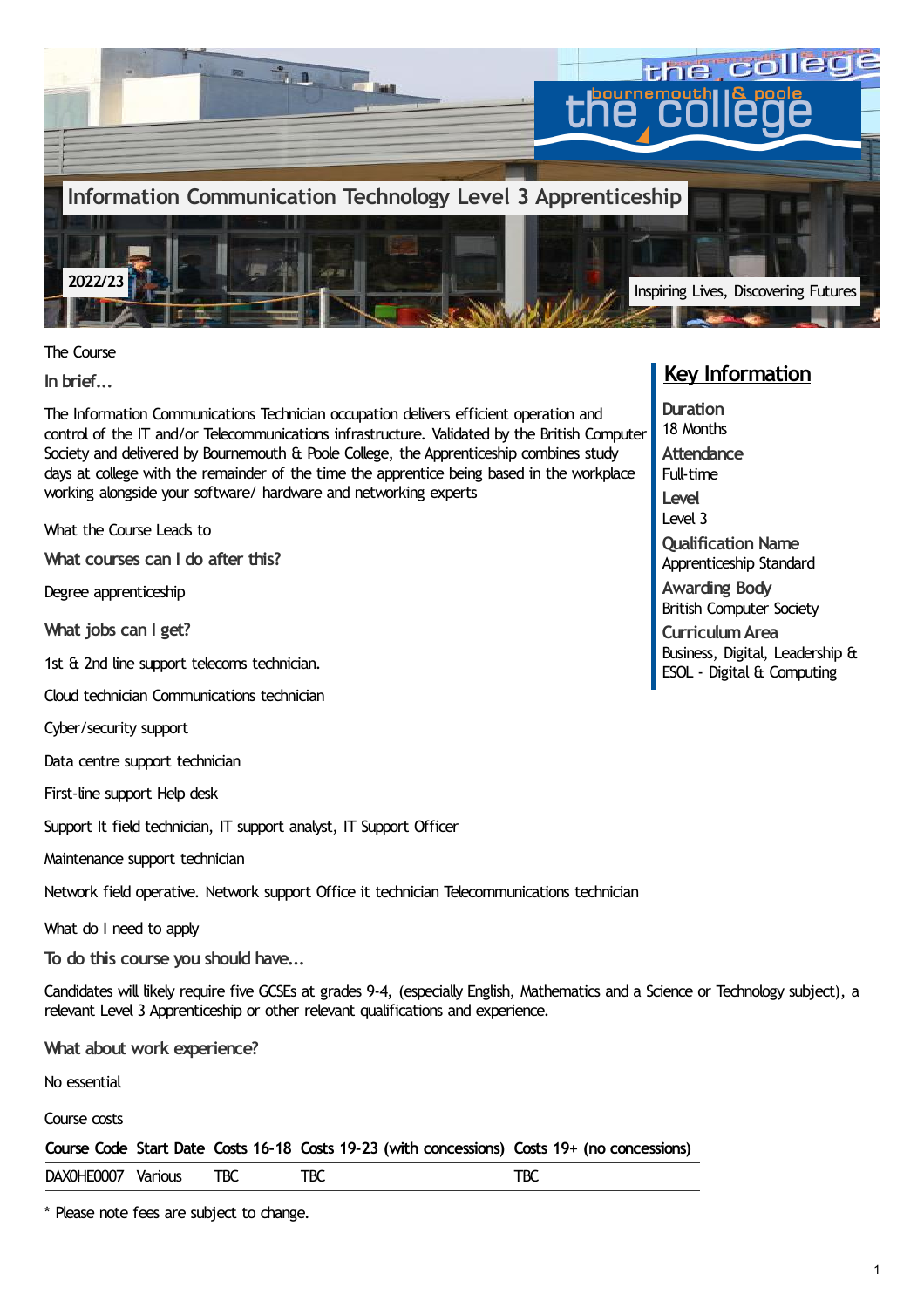# Information Communication Technology Level 3 Apprenticeship

2022/23

Inspiring Lives, Discovering Futures

## The Course

### In brief...

The Information Communications Technician occupation delivers efficient operation and control of the IT and/or Telecommunications infrastructure. Validated by the British Computer Society and delivered by Bournemouth & Poole College, the Apprenticeship combines study days at college with the remainder of the time the apprentice being based in the workplace working alongside your software/ hardware and networking experts

## Key Information

**Duration**
18 Months

**Attendance**
Full-time

**Level**
Level 3

**Qualification Name**
Apprenticeship Standard

**Awarding Body**
British Computer Society

**Curriculum Area**
Business, Digital, Leadership & ESOL - Digital & Computing

## What the Course Leads to

### What courses can I do after this?

Degree apprenticeship

### What jobs can I get?

1st & 2nd line support telecoms technician.

Cloud technician Communications technician

Cyber/security support

Data centre support technician

First-line support Help desk

Support It field technician, IT support analyst, IT Support Officer

Maintenance support technician

Network field operative. Network support Office it technician Telecommunications technician

## What do I need to apply

### To do this course you should have...

Candidates will likely require five GCSEs at grades 9-4, (especially English, Mathematics and a Science or Technology subject), a relevant Level 3 Apprenticeship or other relevant qualifications and experience.

### What about work experience?

No essential

## Course costs

| Course Code | Start Date | Costs 16-18 | Costs 19-23 (with concessions) | Costs 19+ (no concessions) |
|---|---|---|---|---|
| DAX0HE0007 | Various | TBC | TBC | TBC |

* Please note fees are subject to change.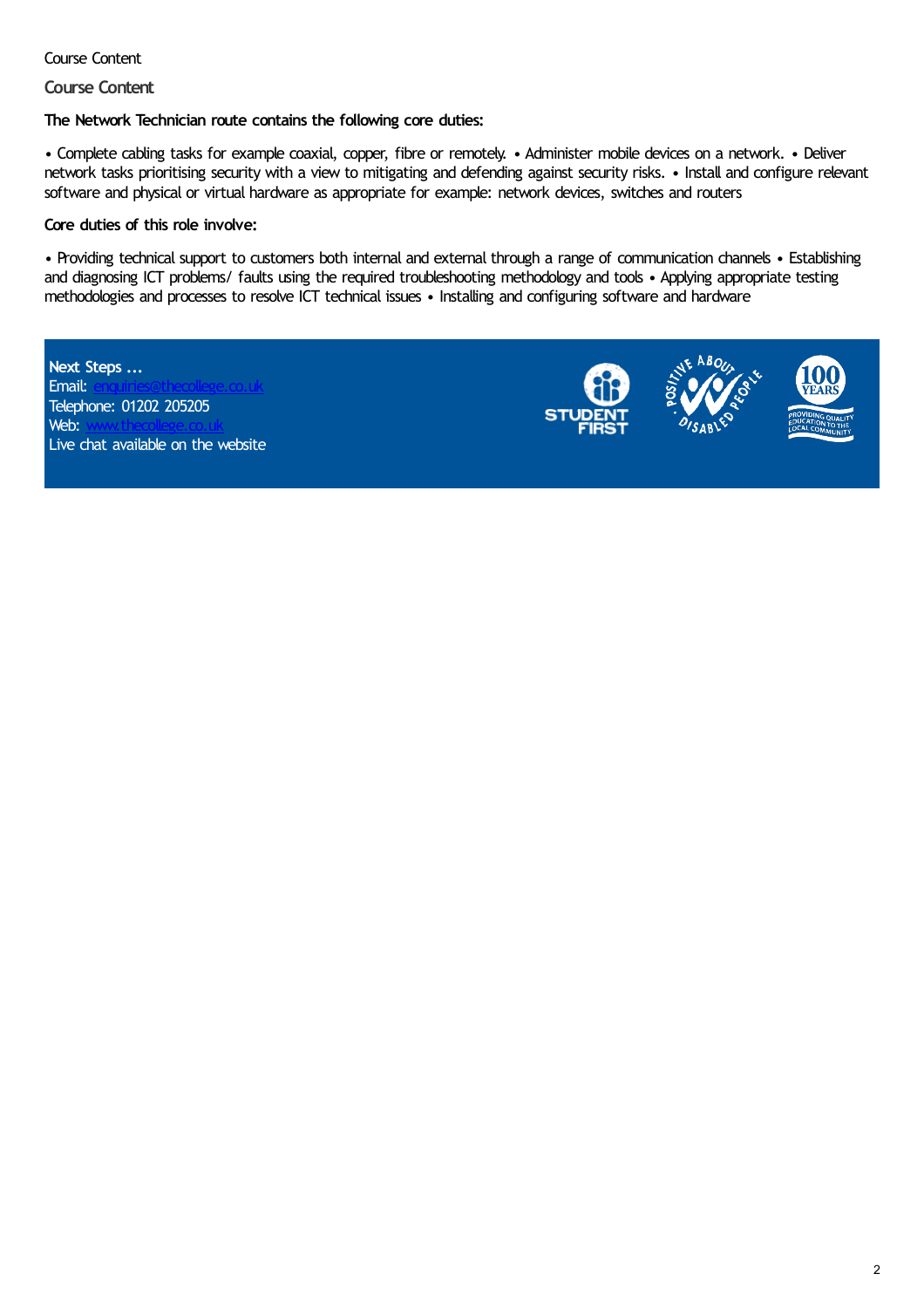Course Content

## Course Content

**The Network Technician route contains the following core duties:**

• Complete cabling tasks for example coaxial, copper, fibre or remotely. • Administer mobile devices on a network. • Deliver network tasks prioritising security with a view to mitigating and defending against security risks. • Install and configure relevant software and physical or virtual hardware as appropriate for example: network devices, switches and routers

**Core duties of this role involve:**

• Providing technical support to customers both internal and external through a range of communication channels • Establishing and diagnosing ICT problems/ faults using the required troubleshooting methodology and tools • Applying appropriate testing methodologies and processes to resolve ICT technical issues • Installing and configuring software and hardware

**Next Steps ...**
Email: enquiries@thecollege.co.uk
Telephone: 01202 205205
Web: www.thecollege.co.uk
Live chat available on the website